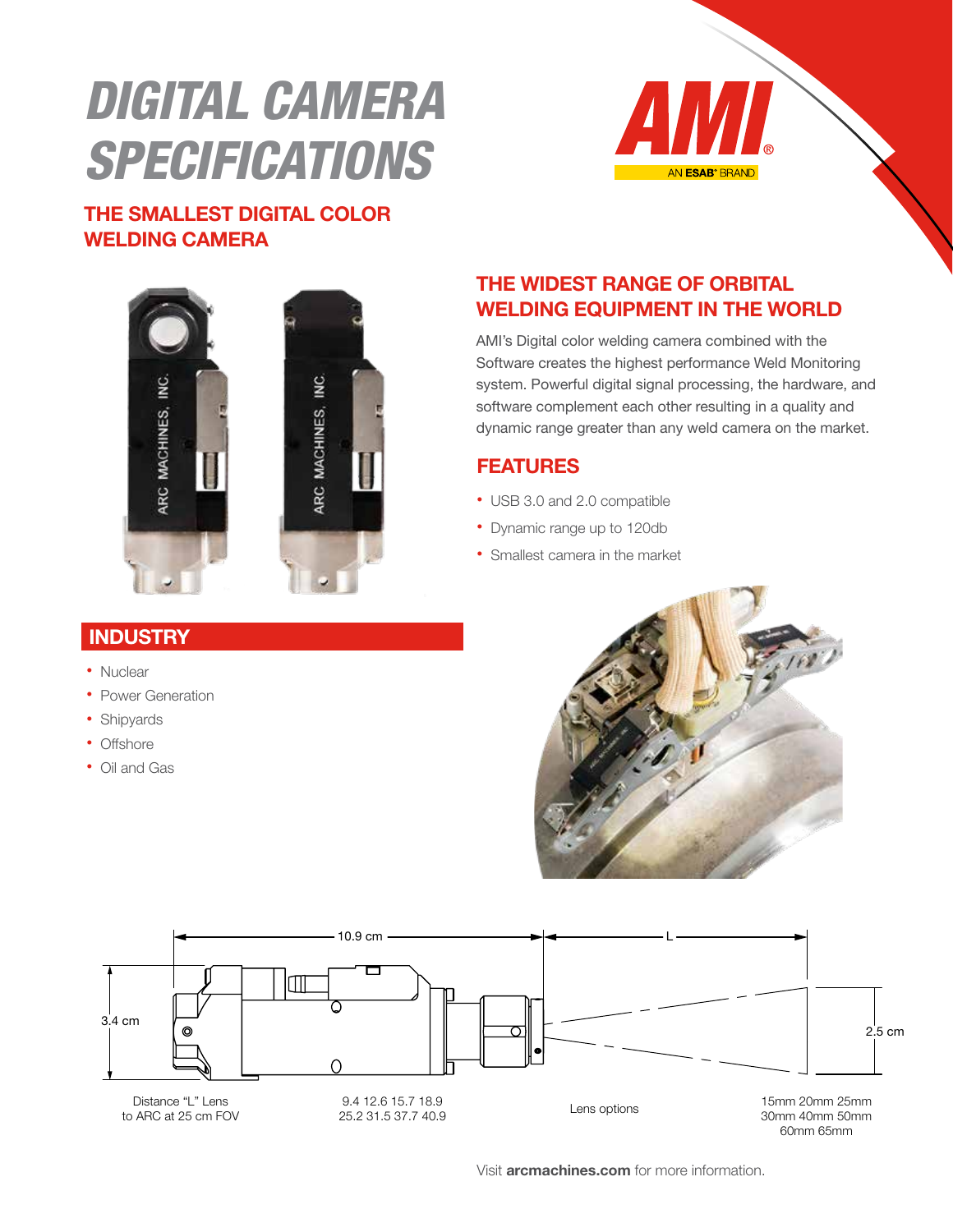# DIGITAL CAMERA SPECIFICATIONS

## THE SMALLEST DIGITAL COLOR WELDING CAMERA

## THE WIDEST RANGE OF ORBITAL WELDING EQUIPMENT IN THE WORLD

AMI's Digital color welding camera combined with the Software creates the highest performance Weld Monitoring system. Powerful digital signal processing, the hardware, and software complement each other resulting in a quality and dynamic range greater than any weld camera on the market.

## FEATURES

- USB 3.0 and 2.0 compatible
- Dynamic range up to 120db
- Smallest camera in the market

## INDUSTRY

- Nuclear
- Power Generation
- Shipyards
- Offshore
- Oil and Gas

10.9 cm

L

3.4 cm

2.5 cm

| Distance "L" Lens to ARC at 25 cm FOV | 9.4 12.6 15.7 18.9 25.2 31.5 37.7 40.9 |
|---|---|
| Lens options | 15mm 20mm 25mm 30mm 40mm 50mm 60mm 65mm |

Visit **arcmachines.com** for more information.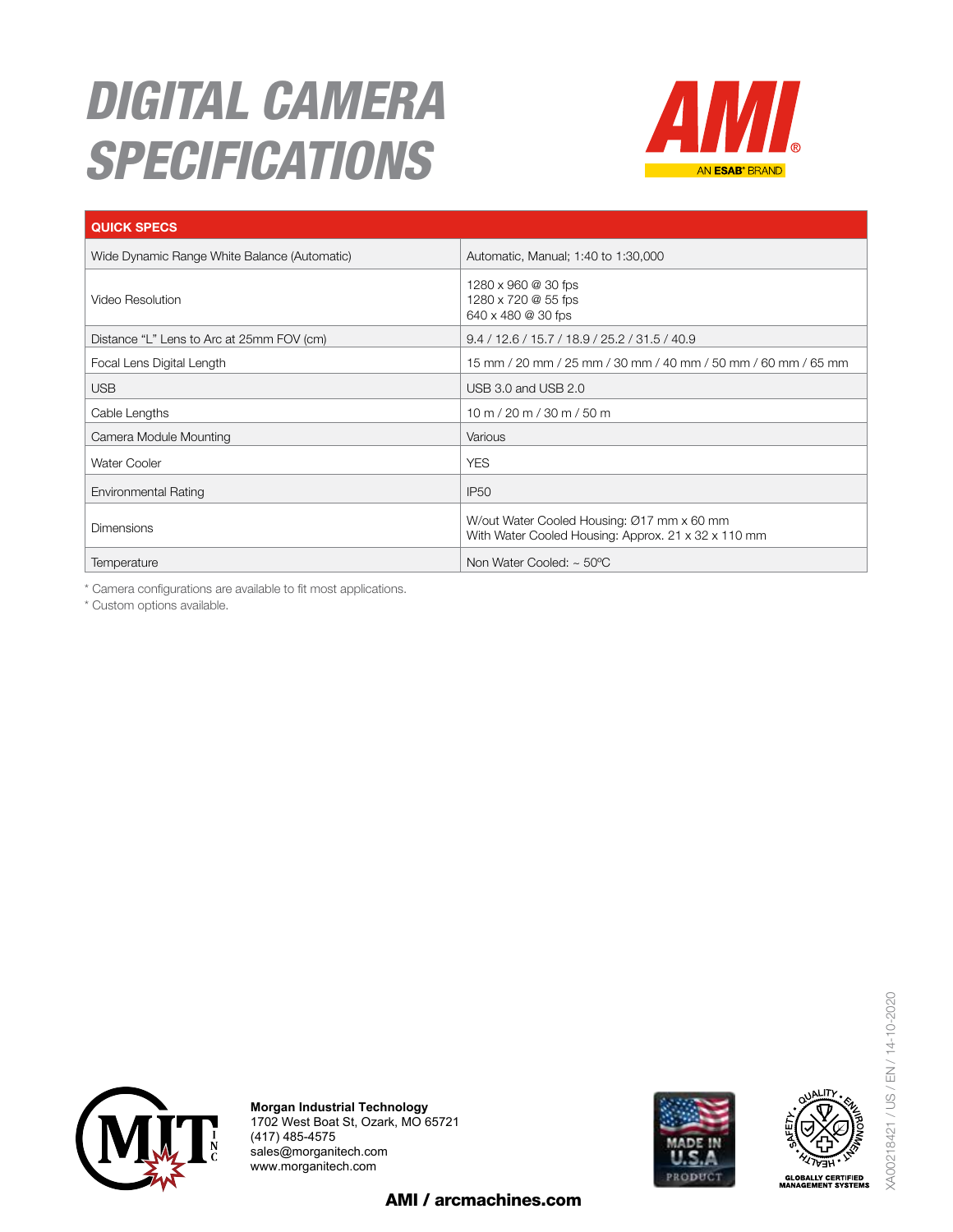# DIGITAL CAMERA SPECIFICATIONS

AMI® AN ESAB® BRAND

| QUICK SPECS | |
|---|---|
| Wide Dynamic Range White Balance (Automatic) | Automatic, Manual; 1:40 to 1:30,000 |
| Video Resolution | 1280 x 960 @ 30 fps<br>1280 x 720 @ 55 fps<br>640 x 480 @ 30 fps |
| Distance "L" Lens to Arc at 25mm FOV (cm) | 9.4 / 12.6 / 15.7 / 18.9 / 25.2 / 31.5 / 40.9 |
| Focal Lens Digital Length | 15 mm / 20 mm / 25 mm / 30 mm / 40 mm / 50 mm / 60 mm / 65 mm |
| USB | USB 3.0 and USB 2.0 |
| Cable Lengths | 10 m / 20 m / 30 m / 50 m |
| Camera Module Mounting | Various |
| Water Cooler | YES |
| Environmental Rating | IP50 |
| Dimensions | W/out Water Cooled Housing: Ø17 mm x 60 mm<br>With Water Cooled Housing: Approx. 21 x 32 x 110 mm |
| Temperature | Non Water Cooled: ~ 50ºC |

* Camera configurations are available to fit most applications.
* Custom options available.

**Morgan Industrial Technology**
1702 West Boat St, Ozark, MO 65721
(417) 485-4575
sales@morganitech.com
www.morganitech.com

MADE IN U.S.A PRODUCT

GLOBALLY CERTIFIED MANAGEMENT SYSTEMS

**AMI / arcmachines.com**

XA00218421 / US / EN / 14-10-2020